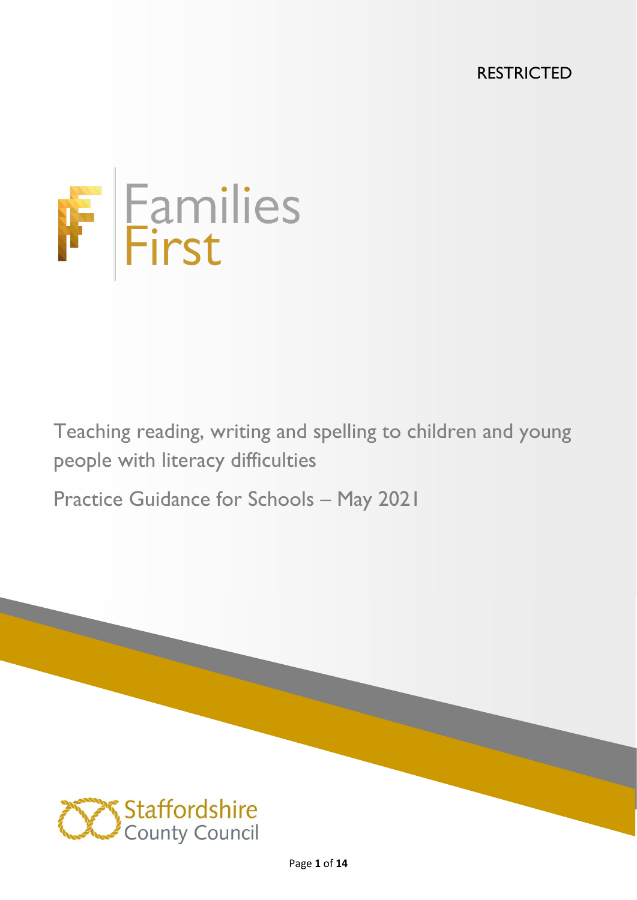RESTRICTED

Families
First

# Teaching reading, writing and spelling to children and young people with literacy difficulties

## Practice Guidance for Schools – May 2021

Staffordshire
County Council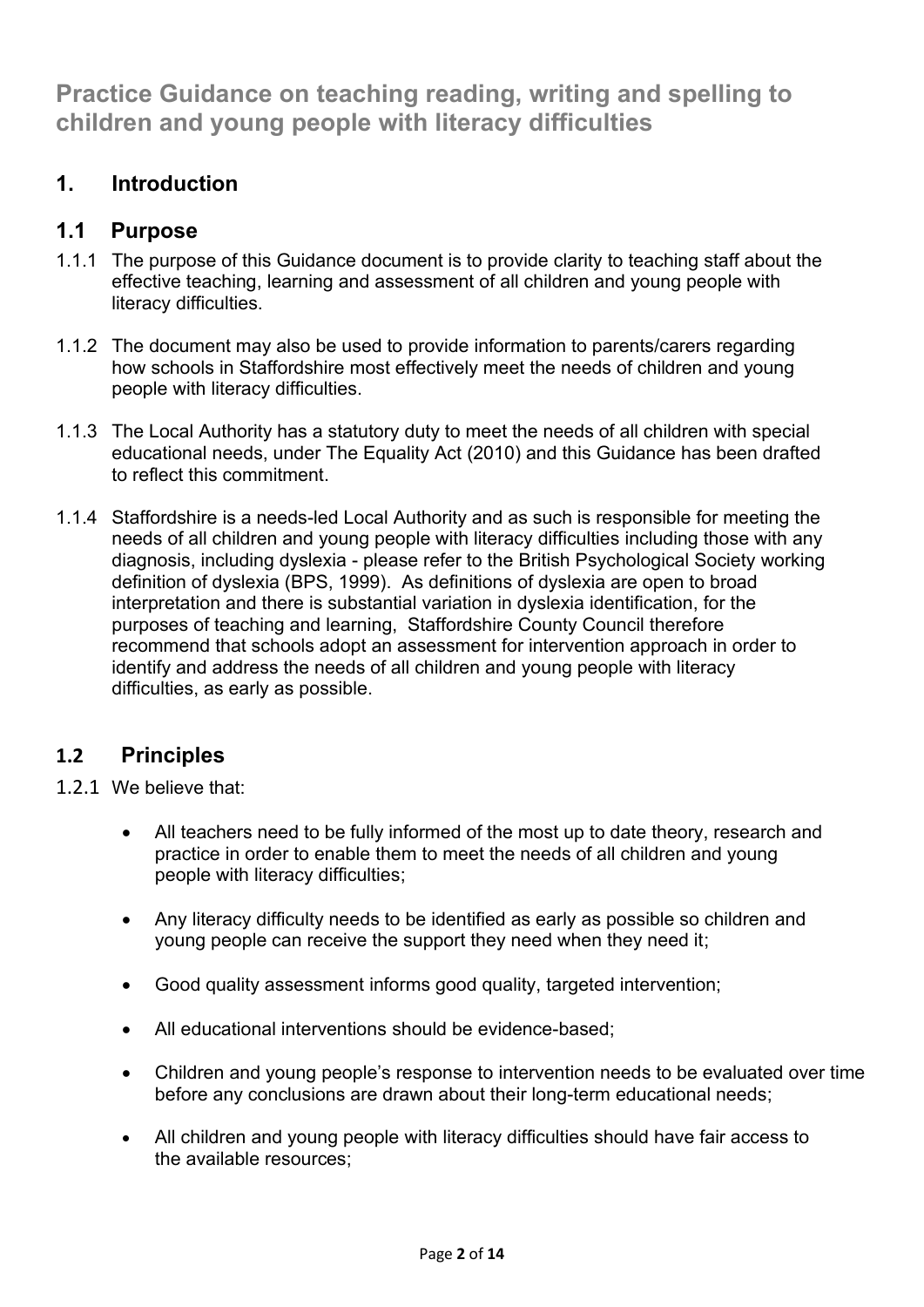# Practice Guidance on teaching reading, writing and spelling to children and young people with literacy difficulties

## 1. Introduction

### 1.1 Purpose

1.1.1 The purpose of this Guidance document is to provide clarity to teaching staff about the effective teaching, learning and assessment of all children and young people with literacy difficulties.

1.1.2 The document may also be used to provide information to parents/carers regarding how schools in Staffordshire most effectively meet the needs of children and young people with literacy difficulties.

1.1.3 The Local Authority has a statutory duty to meet the needs of all children with special educational needs, under The Equality Act (2010) and this Guidance has been drafted to reflect this commitment.

1.1.4 Staffordshire is a needs-led Local Authority and as such is responsible for meeting the needs of all children and young people with literacy difficulties including those with any diagnosis, including dyslexia - please refer to the British Psychological Society working definition of dyslexia (BPS, 1999). As definitions of dyslexia are open to broad interpretation and there is substantial variation in dyslexia identification, for the purposes of teaching and learning, Staffordshire County Council therefore recommend that schools adopt an assessment for intervention approach in order to identify and address the needs of all children and young people with literacy difficulties, as early as possible.

### 1.2 Principles

1.2.1 We believe that:

- All teachers need to be fully informed of the most up to date theory, research and practice in order to enable them to meet the needs of all children and young people with literacy difficulties;
- Any literacy difficulty needs to be identified as early as possible so children and young people can receive the support they need when they need it;
- Good quality assessment informs good quality, targeted intervention;
- All educational interventions should be evidence-based;
- Children and young people's response to intervention needs to be evaluated over time before any conclusions are drawn about their long-term educational needs;
- All children and young people with literacy difficulties should have fair access to the available resources;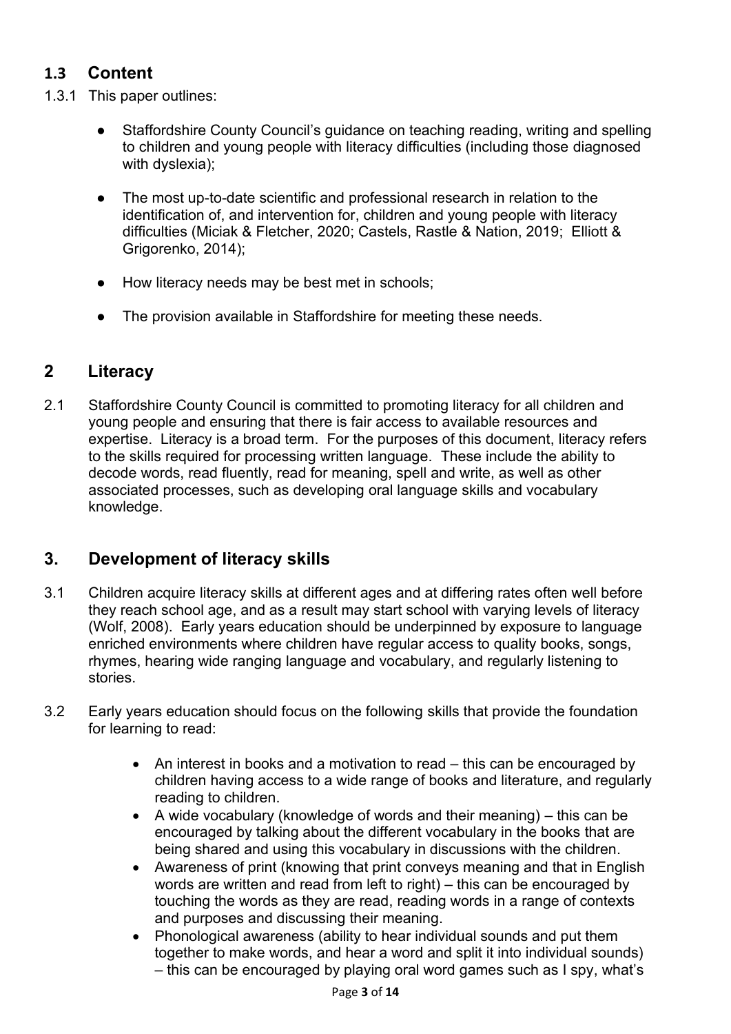### 1.3 Content

1.3.1 This paper outlines:

- Staffordshire County Council's guidance on teaching reading, writing and spelling to children and young people with literacy difficulties (including those diagnosed with dyslexia);
- The most up-to-date scientific and professional research in relation to the identification of, and intervention for, children and young people with literacy difficulties (Miciak & Fletcher, 2020; Castels, Rastle & Nation, 2019; Elliott & Grigorenko, 2014);
- How literacy needs may be best met in schools;
- The provision available in Staffordshire for meeting these needs.

## 2 Literacy

2.1 Staffordshire County Council is committed to promoting literacy for all children and young people and ensuring that there is fair access to available resources and expertise. Literacy is a broad term. For the purposes of this document, literacy refers to the skills required for processing written language. These include the ability to decode words, read fluently, read for meaning, spell and write, as well as other associated processes, such as developing oral language skills and vocabulary knowledge.

## 3. Development of literacy skills

3.1 Children acquire literacy skills at different ages and at differing rates often well before they reach school age, and as a result may start school with varying levels of literacy (Wolf, 2008). Early years education should be underpinned by exposure to language enriched environments where children have regular access to quality books, songs, rhymes, hearing wide ranging language and vocabulary, and regularly listening to stories.

3.2 Early years education should focus on the following skills that provide the foundation for learning to read:

- An interest in books and a motivation to read – this can be encouraged by children having access to a wide range of books and literature, and regularly reading to children.
- A wide vocabulary (knowledge of words and their meaning) – this can be encouraged by talking about the different vocabulary in the books that are being shared and using this vocabulary in discussions with the children.
- Awareness of print (knowing that print conveys meaning and that in English words are written and read from left to right) – this can be encouraged by touching the words as they are read, reading words in a range of contexts and purposes and discussing their meaning.
- Phonological awareness (ability to hear individual sounds and put them together to make words, and hear a word and split it into individual sounds) – this can be encouraged by playing oral word games such as I spy, what's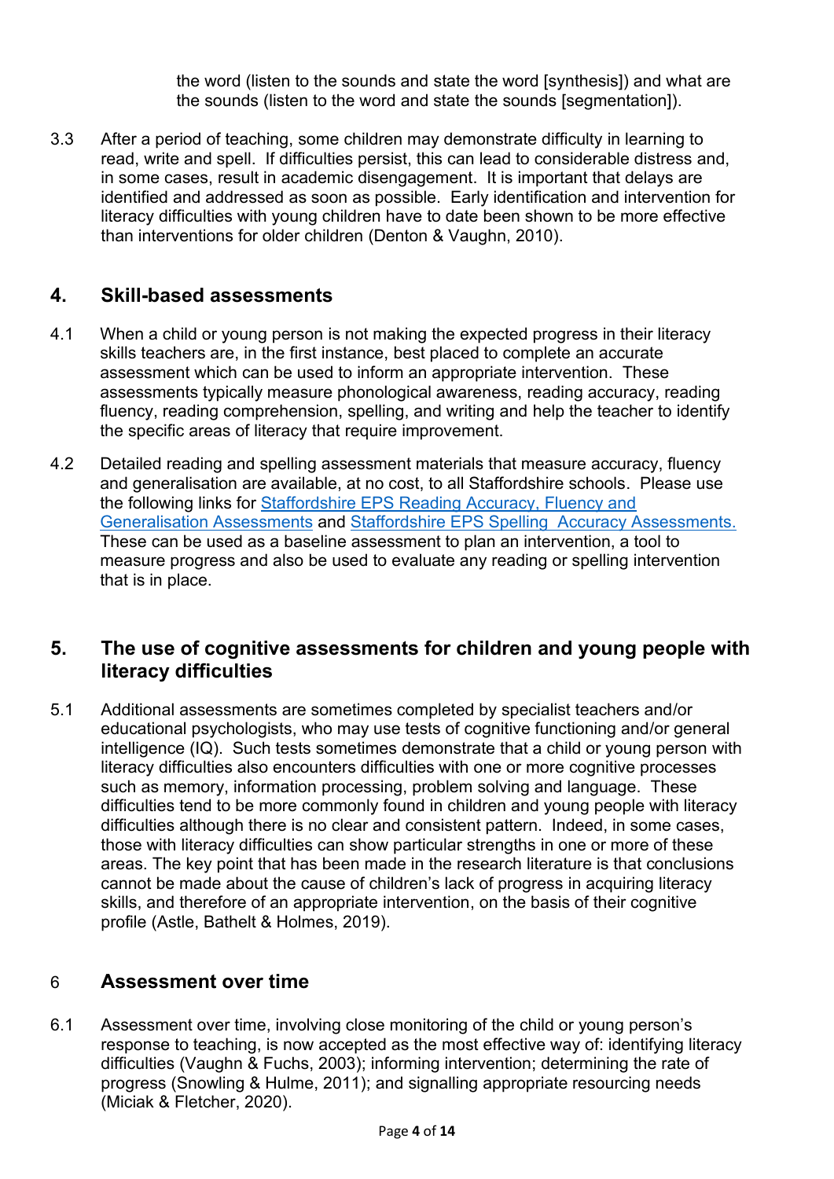the word (listen to the sounds and state the word [synthesis]) and what are the sounds (listen to the word and state the sounds [segmentation]).

3.3 After a period of teaching, some children may demonstrate difficulty in learning to read, write and spell. If difficulties persist, this can lead to considerable distress and, in some cases, result in academic disengagement. It is important that delays are identified and addressed as soon as possible. Early identification and intervention for literacy difficulties with young children have to date been shown to be more effective than interventions for older children (Denton & Vaughn, 2010).

## 4. Skill-based assessments

4.1 When a child or young person is not making the expected progress in their literacy skills teachers are, in the first instance, best placed to complete an accurate assessment which can be used to inform an appropriate intervention. These assessments typically measure phonological awareness, reading accuracy, reading fluency, reading comprehension, spelling, and writing and help the teacher to identify the specific areas of literacy that require improvement.

4.2 Detailed reading and spelling assessment materials that measure accuracy, fluency and generalisation are available, at no cost, to all Staffordshire schools. Please use the following links for Staffordshire EPS Reading Accuracy, Fluency and Generalisation Assessments and Staffordshire EPS Spelling Accuracy Assessments. These can be used as a baseline assessment to plan an intervention, a tool to measure progress and also be used to evaluate any reading or spelling intervention that is in place.

## 5. The use of cognitive assessments for children and young people with literacy difficulties

5.1 Additional assessments are sometimes completed by specialist teachers and/or educational psychologists, who may use tests of cognitive functioning and/or general intelligence (IQ). Such tests sometimes demonstrate that a child or young person with literacy difficulties also encounters difficulties with one or more cognitive processes such as memory, information processing, problem solving and language. These difficulties tend to be more commonly found in children and young people with literacy difficulties although there is no clear and consistent pattern. Indeed, in some cases, those with literacy difficulties can show particular strengths in one or more of these areas. The key point that has been made in the research literature is that conclusions cannot be made about the cause of children's lack of progress in acquiring literacy skills, and therefore of an appropriate intervention, on the basis of their cognitive profile (Astle, Bathelt & Holmes, 2019).

## 6 Assessment over time

6.1 Assessment over time, involving close monitoring of the child or young person's response to teaching, is now accepted as the most effective way of: identifying literacy difficulties (Vaughn & Fuchs, 2003); informing intervention; determining the rate of progress (Snowling & Hulme, 2011); and signalling appropriate resourcing needs (Miciak & Fletcher, 2020).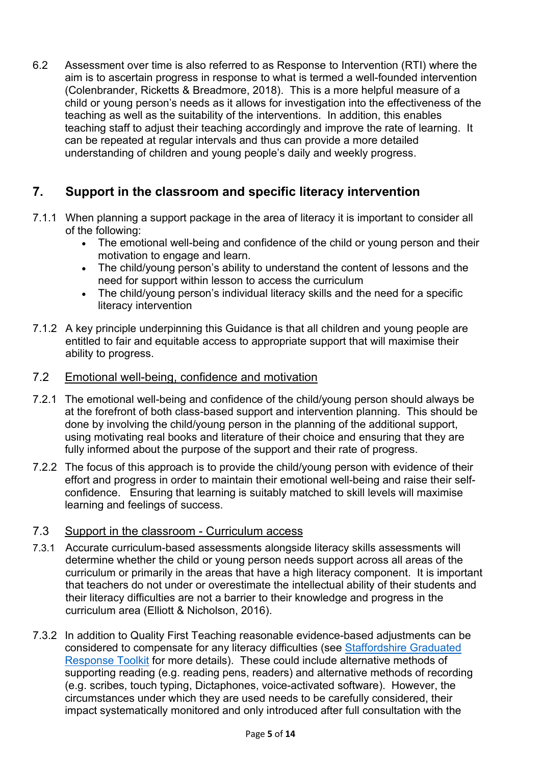6.2 Assessment over time is also referred to as Response to Intervention (RTI) where the aim is to ascertain progress in response to what is termed a well-founded intervention (Colenbrander, Ricketts & Breadmore, 2018). This is a more helpful measure of a child or young person's needs as it allows for investigation into the effectiveness of the teaching as well as the suitability of the interventions. In addition, this enables teaching staff to adjust their teaching accordingly and improve the rate of learning. It can be repeated at regular intervals and thus can provide a more detailed understanding of children and young people's daily and weekly progress.

## 7. Support in the classroom and specific literacy intervention

7.1.1 When planning a support package in the area of literacy it is important to consider all of the following:

- The emotional well-being and confidence of the child or young person and their motivation to engage and learn.
- The child/young person's ability to understand the content of lessons and the need for support within lesson to access the curriculum
- The child/young person's individual literacy skills and the need for a specific literacy intervention

7.1.2 A key principle underpinning this Guidance is that all children and young people are entitled to fair and equitable access to appropriate support that will maximise their ability to progress.

### 7.2 Emotional well-being, confidence and motivation

7.2.1 The emotional well-being and confidence of the child/young person should always be at the forefront of both class-based support and intervention planning. This should be done by involving the child/young person in the planning of the additional support, using motivating real books and literature of their choice and ensuring that they are fully informed about the purpose of the support and their rate of progress.

7.2.2 The focus of this approach is to provide the child/young person with evidence of their effort and progress in order to maintain their emotional well-being and raise their self-confidence. Ensuring that learning is suitably matched to skill levels will maximise learning and feelings of success.

### 7.3 Support in the classroom - Curriculum access

7.3.1 Accurate curriculum-based assessments alongside literacy skills assessments will determine whether the child or young person needs support across all areas of the curriculum or primarily in the areas that have a high literacy component. It is important that teachers do not under or overestimate the intellectual ability of their students and their literacy difficulties are not a barrier to their knowledge and progress in the curriculum area (Elliott & Nicholson, 2016).

7.3.2 In addition to Quality First Teaching reasonable evidence-based adjustments can be considered to compensate for any literacy difficulties (see Staffordshire Graduated Response Toolkit for more details). These could include alternative methods of supporting reading (e.g. reading pens, readers) and alternative methods of recording (e.g. scribes, touch typing, Dictaphones, voice-activated software). However, the circumstances under which they are used needs to be carefully considered, their impact systematically monitored and only introduced after full consultation with the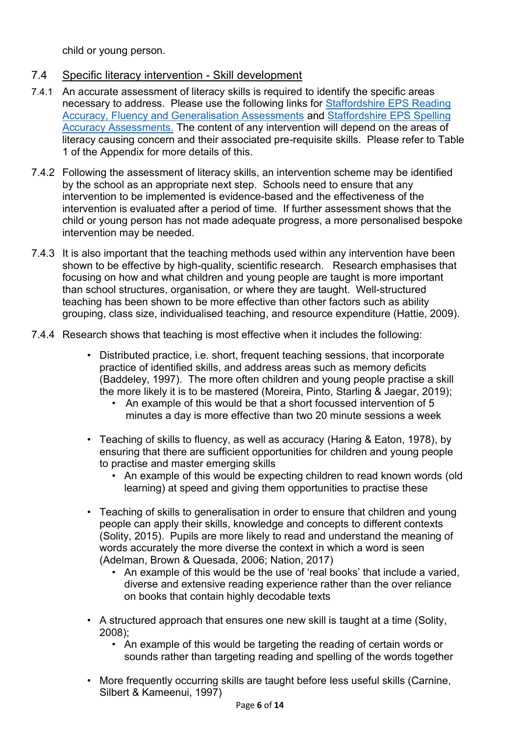child or young person.

### 7.4 Specific literacy intervention - Skill development

7.4.1 An accurate assessment of literacy skills is required to identify the specific areas necessary to address. Please use the following links for Staffordshire EPS Reading Accuracy, Fluency and Generalisation Assessments and Staffordshire EPS Spelling Accuracy Assessments. The content of any intervention will depend on the areas of literacy causing concern and their associated pre-requisite skills. Please refer to Table 1 of the Appendix for more details of this.

7.4.2 Following the assessment of literacy skills, an intervention scheme may be identified by the school as an appropriate next step. Schools need to ensure that any intervention to be implemented is evidence-based and the effectiveness of the intervention is evaluated after a period of time. If further assessment shows that the child or young person has not made adequate progress, a more personalised bespoke intervention may be needed.

7.4.3 It is also important that the teaching methods used within any intervention have been shown to be effective by high-quality, scientific research. Research emphasises that focusing on how and what children and young people are taught is more important than school structures, organisation, or where they are taught. Well-structured teaching has been shown to be more effective than other factors such as ability grouping, class size, individualised teaching, and resource expenditure (Hattie, 2009).

7.4.4 Research shows that teaching is most effective when it includes the following:

- Distributed practice, i.e. short, frequent teaching sessions, that incorporate practice of identified skills, and address areas such as memory deficits (Baddeley, 1997). The more often children and young people practise a skill the more likely it is to be mastered (Moreira, Pinto, Starling & Jaegar, 2019);
  - An example of this would be that a short focussed intervention of 5 minutes a day is more effective than two 20 minute sessions a week

- Teaching of skills to fluency, as well as accuracy (Haring & Eaton, 1978), by ensuring that there are sufficient opportunities for children and young people to practise and master emerging skills
  - An example of this would be expecting children to read known words (old learning) at speed and giving them opportunities to practise these

- Teaching of skills to generalisation in order to ensure that children and young people can apply their skills, knowledge and concepts to different contexts (Solity, 2015). Pupils are more likely to read and understand the meaning of words accurately the more diverse the context in which a word is seen (Adelman, Brown & Quesada, 2006; Nation, 2017)
  - An example of this would be the use of 'real books' that include a varied, diverse and extensive reading experience rather than the over reliance on books that contain highly decodable texts

- A structured approach that ensures one new skill is taught at a time (Solity, 2008);
  - An example of this would be targeting the reading of certain words or sounds rather than targeting reading and spelling of the words together

- More frequently occurring skills are taught before less useful skills (Carnine, Silbert & Kameenui, 1997)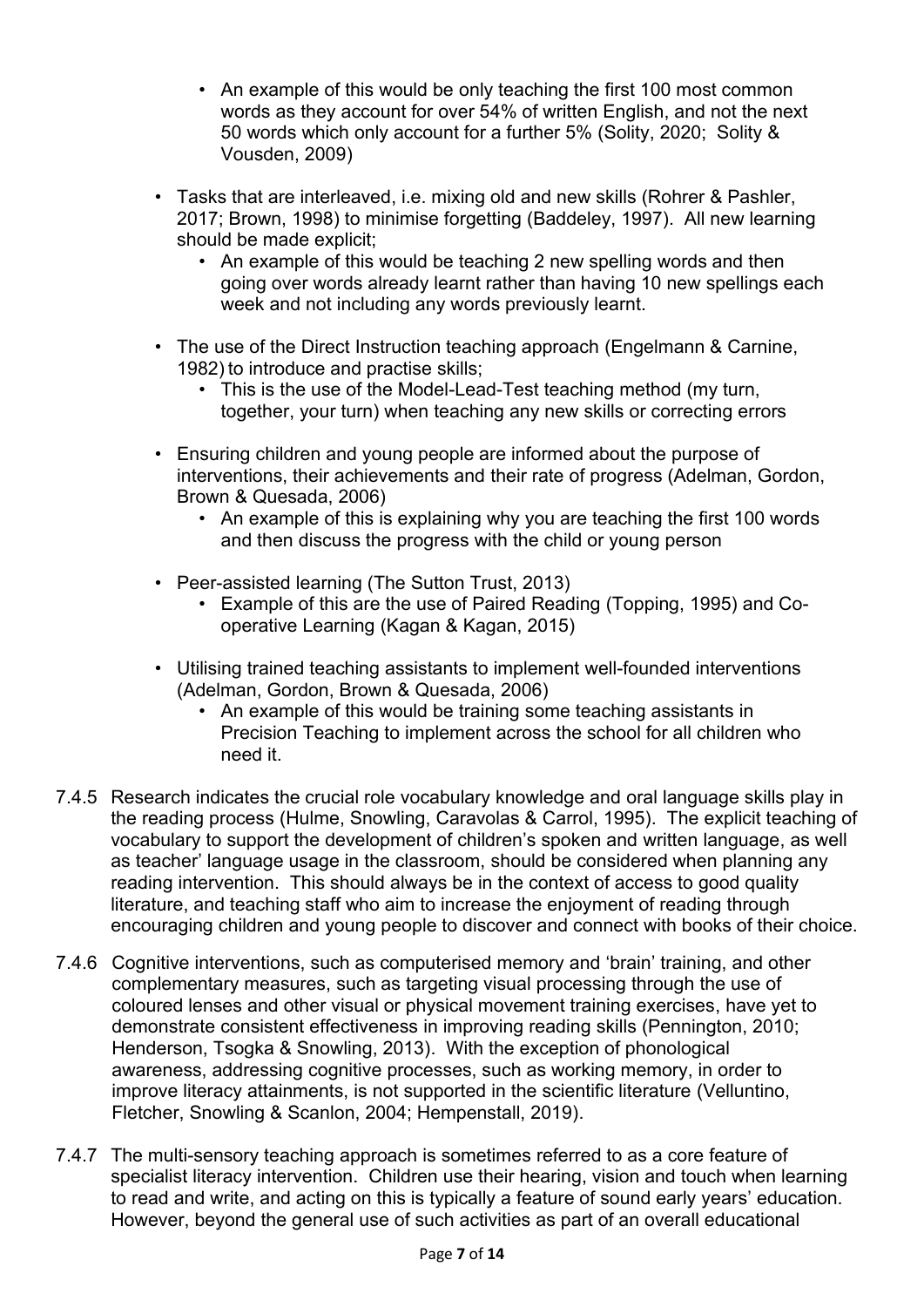- An example of this would be only teaching the first 100 most common words as they account for over 54% of written English, and not the next 50 words which only account for a further 5% (Solity, 2020; Solity & Vousden, 2009)

- Tasks that are interleaved, i.e. mixing old and new skills (Rohrer & Pashler, 2017; Brown, 1998) to minimise forgetting (Baddeley, 1997). All new learning should be made explicit;
  - An example of this would be teaching 2 new spelling words and then going over words already learnt rather than having 10 new spellings each week and not including any words previously learnt.

- The use of the Direct Instruction teaching approach (Engelmann & Carnine, 1982) to introduce and practise skills;
  - This is the use of the Model-Lead-Test teaching method (my turn, together, your turn) when teaching any new skills or correcting errors

- Ensuring children and young people are informed about the purpose of interventions, their achievements and their rate of progress (Adelman, Gordon, Brown & Quesada, 2006)
  - An example of this is explaining why you are teaching the first 100 words and then discuss the progress with the child or young person

- Peer-assisted learning (The Sutton Trust, 2013)
  - Example of this are the use of Paired Reading (Topping, 1995) and Co-operative Learning (Kagan & Kagan, 2015)

- Utilising trained teaching assistants to implement well-founded interventions (Adelman, Gordon, Brown & Quesada, 2006)
  - An example of this would be training some teaching assistants in Precision Teaching to implement across the school for all children who need it.

7.4.5 Research indicates the crucial role vocabulary knowledge and oral language skills play in the reading process (Hulme, Snowling, Caravolas & Carrol, 1995). The explicit teaching of vocabulary to support the development of children's spoken and written language, as well as teacher' language usage in the classroom, should be considered when planning any reading intervention. This should always be in the context of access to good quality literature, and teaching staff who aim to increase the enjoyment of reading through encouraging children and young people to discover and connect with books of their choice.

7.4.6 Cognitive interventions, such as computerised memory and 'brain' training, and other complementary measures, such as targeting visual processing through the use of coloured lenses and other visual or physical movement training exercises, have yet to demonstrate consistent effectiveness in improving reading skills (Pennington, 2010; Henderson, Tsogka & Snowling, 2013). With the exception of phonological awareness, addressing cognitive processes, such as working memory, in order to improve literacy attainments, is not supported in the scientific literature (Velluntino, Fletcher, Snowling & Scanlon, 2004; Hempenstall, 2019).

7.4.7 The multi-sensory teaching approach is sometimes referred to as a core feature of specialist literacy intervention. Children use their hearing, vision and touch when learning to read and write, and acting on this is typically a feature of sound early years' education. However, beyond the general use of such activities as part of an overall educational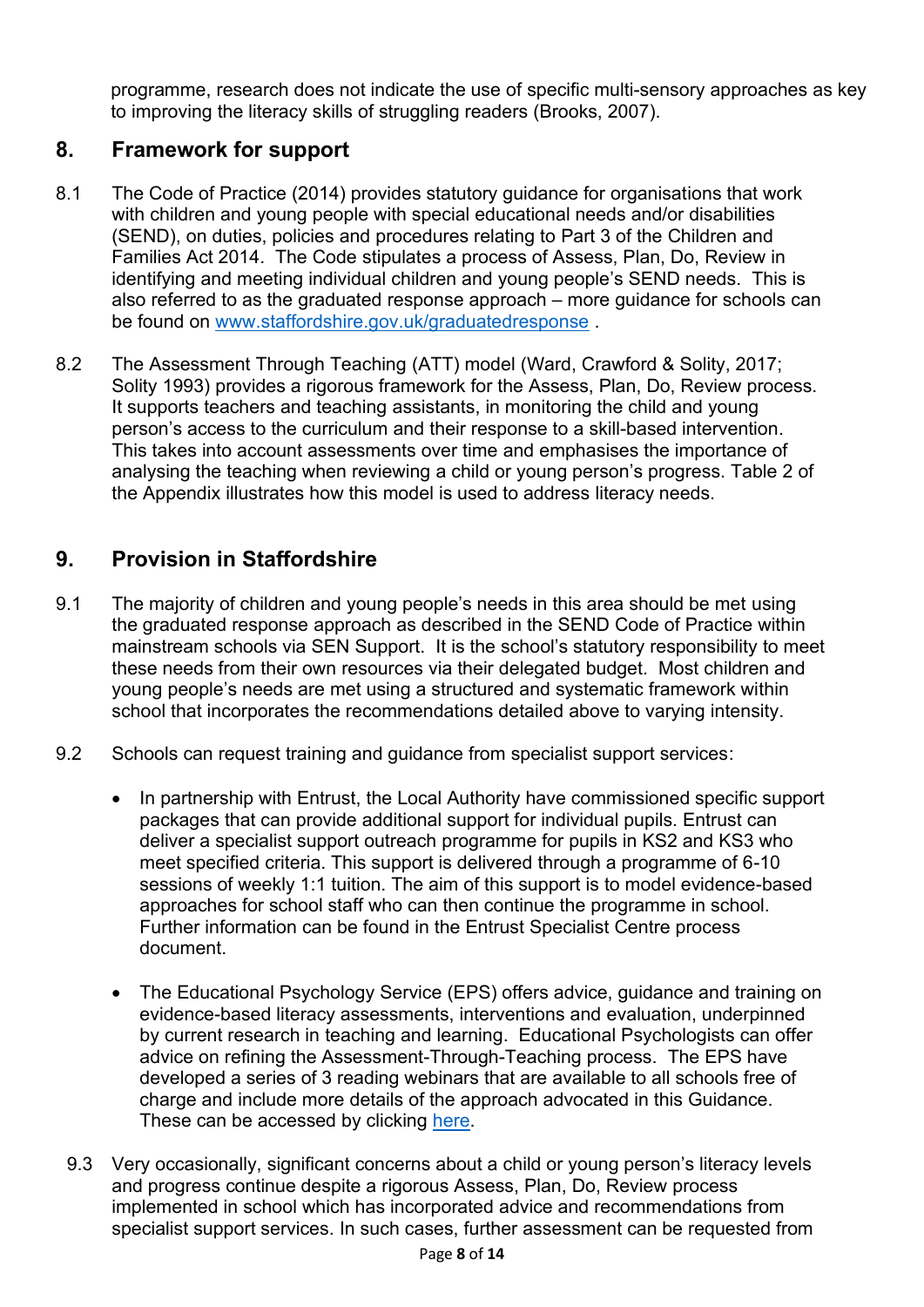programme, research does not indicate the use of specific multi-sensory approaches as key to improving the literacy skills of struggling readers (Brooks, 2007).

## 8. Framework for support

8.1 The Code of Practice (2014) provides statutory guidance for organisations that work with children and young people with special educational needs and/or disabilities (SEND), on duties, policies and procedures relating to Part 3 of the Children and Families Act 2014. The Code stipulates a process of Assess, Plan, Do, Review in identifying and meeting individual children and young people's SEND needs. This is also referred to as the graduated response approach – more guidance for schools can be found on [www.staffordshire.gov.uk/graduatedresponse](http://www.staffordshire.gov.uk/graduatedresponse) .

8.2 The Assessment Through Teaching (ATT) model (Ward, Crawford & Solity, 2017; Solity 1993) provides a rigorous framework for the Assess, Plan, Do, Review process. It supports teachers and teaching assistants, in monitoring the child and young person's access to the curriculum and their response to a skill-based intervention. This takes into account assessments over time and emphasises the importance of analysing the teaching when reviewing a child or young person's progress. Table 2 of the Appendix illustrates how this model is used to address literacy needs.

## 9. Provision in Staffordshire

9.1 The majority of children and young people's needs in this area should be met using the graduated response approach as described in the SEND Code of Practice within mainstream schools via SEN Support. It is the school's statutory responsibility to meet these needs from their own resources via their delegated budget. Most children and young people's needs are met using a structured and systematic framework within school that incorporates the recommendations detailed above to varying intensity.

9.2 Schools can request training and guidance from specialist support services:

- In partnership with Entrust, the Local Authority have commissioned specific support packages that can provide additional support for individual pupils. Entrust can deliver a specialist support outreach programme for pupils in KS2 and KS3 who meet specified criteria. This support is delivered through a programme of 6-10 sessions of weekly 1:1 tuition. The aim of this support is to model evidence-based approaches for school staff who can then continue the programme in school. Further information can be found in the Entrust Specialist Centre process document.

- The Educational Psychology Service (EPS) offers advice, guidance and training on evidence-based literacy assessments, interventions and evaluation, underpinned by current research in teaching and learning. Educational Psychologists can offer advice on refining the Assessment-Through-Teaching process. The EPS have developed a series of 3 reading webinars that are available to all schools free of charge and include more details of the approach advocated in this Guidance. These can be accessed by clicking here.

9.3 Very occasionally, significant concerns about a child or young person's literacy levels and progress continue despite a rigorous Assess, Plan, Do, Review process implemented in school which has incorporated advice and recommendations from specialist support services. In such cases, further assessment can be requested from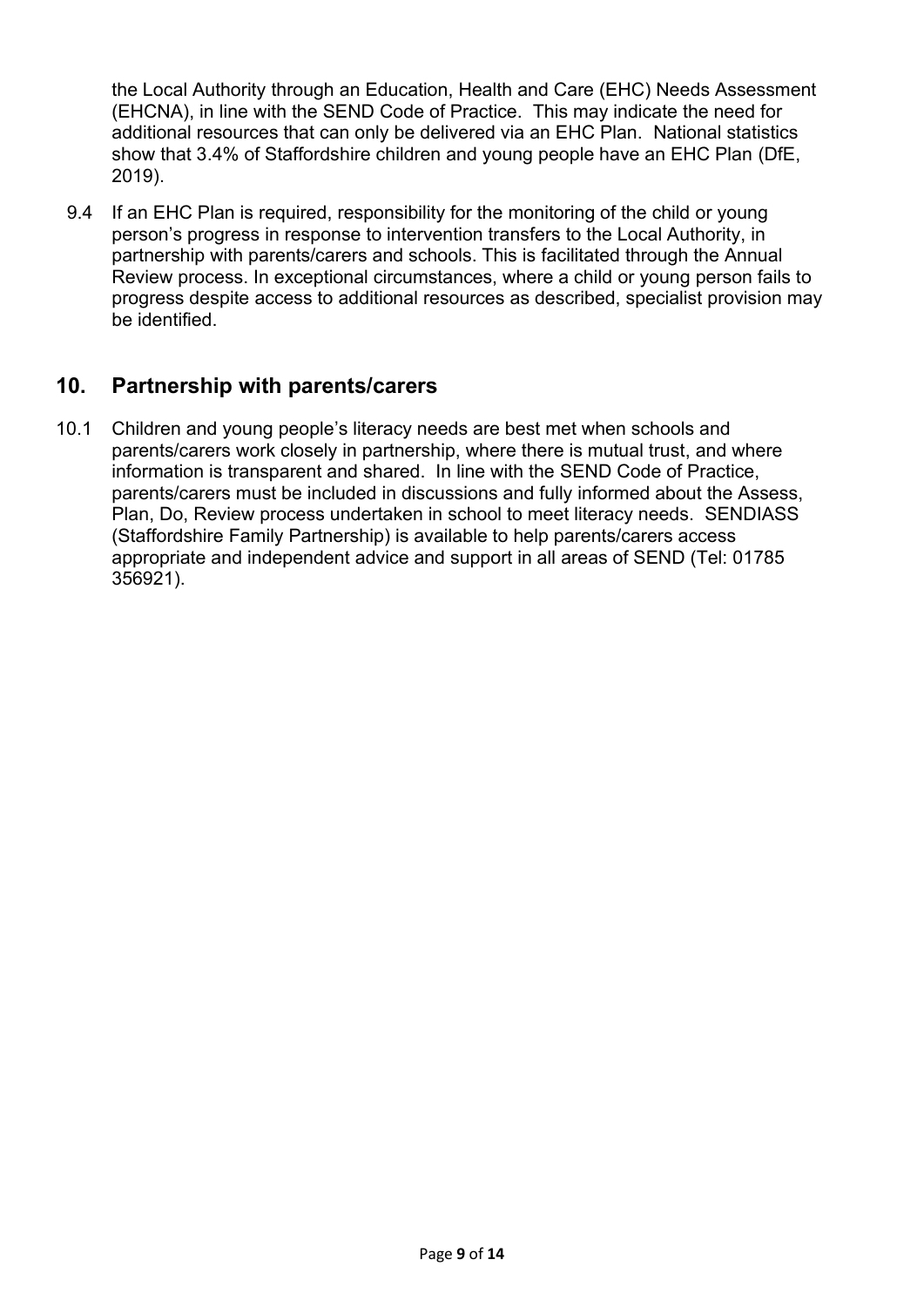the Local Authority through an Education, Health and Care (EHC) Needs Assessment (EHCNA), in line with the SEND Code of Practice. This may indicate the need for additional resources that can only be delivered via an EHC Plan. National statistics show that 3.4% of Staffordshire children and young people have an EHC Plan (DfE, 2019).

9.4 If an EHC Plan is required, responsibility for the monitoring of the child or young person's progress in response to intervention transfers to the Local Authority, in partnership with parents/carers and schools. This is facilitated through the Annual Review process. In exceptional circumstances, where a child or young person fails to progress despite access to additional resources as described, specialist provision may be identified.

## 10. Partnership with parents/carers

10.1 Children and young people's literacy needs are best met when schools and parents/carers work closely in partnership, where there is mutual trust, and where information is transparent and shared. In line with the SEND Code of Practice, parents/carers must be included in discussions and fully informed about the Assess, Plan, Do, Review process undertaken in school to meet literacy needs. SENDIASS (Staffordshire Family Partnership) is available to help parents/carers access appropriate and independent advice and support in all areas of SEND (Tel: 01785 356921).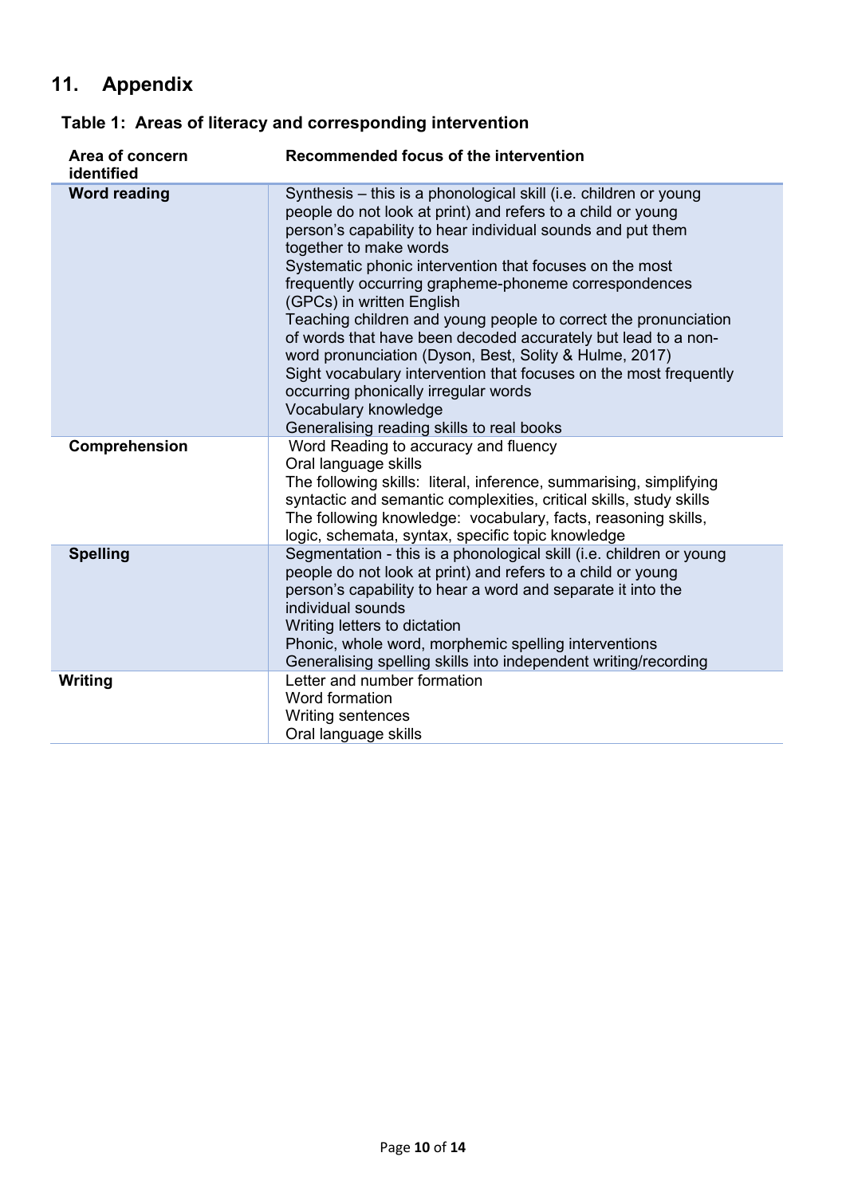## 11. Appendix

### Table 1: Areas of literacy and corresponding intervention

| Area of concern identified | Recommended focus of the intervention |
|---|---|
| **Word reading** | Synthesis – this is a phonological skill (i.e. children or young people do not look at print) and refers to a child or young person's capability to hear individual sounds and put them together to make words<br>Systematic phonic intervention that focuses on the most frequently occurring grapheme-phoneme correspondences (GPCs) in written English<br>Teaching children and young people to correct the pronunciation of words that have been decoded accurately but lead to a non-word pronunciation (Dyson, Best, Solity & Hulme, 2017)<br>Sight vocabulary intervention that focuses on the most frequently occurring phonically irregular words<br>Vocabulary knowledge<br>Generalising reading skills to real books |
| **Comprehension** | Word Reading to accuracy and fluency<br>Oral language skills<br>The following skills: literal, inference, summarising, simplifying syntactic and semantic complexities, critical skills, study skills<br>The following knowledge: vocabulary, facts, reasoning skills, logic, schemata, syntax, specific topic knowledge |
| **Spelling** | Segmentation - this is a phonological skill (i.e. children or young people do not look at print) and refers to a child or young person's capability to hear a word and separate it into the individual sounds<br>Writing letters to dictation<br>Phonic, whole word, morphemic spelling interventions<br>Generalising spelling skills into independent writing/recording |
| **Writing** | Letter and number formation<br>Word formation<br>Writing sentences<br>Oral language skills |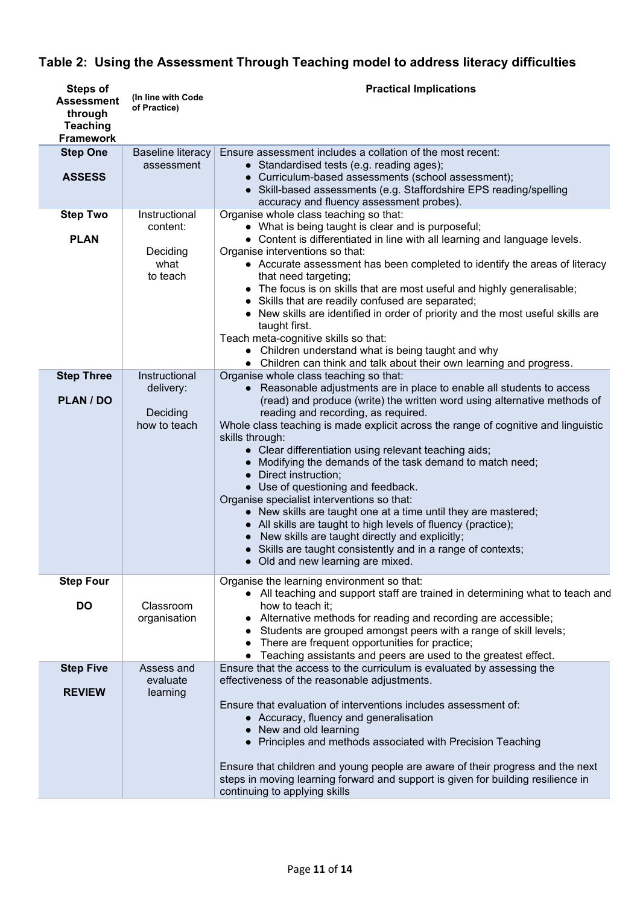## Table 2: Using the Assessment Through Teaching model to address literacy difficulties

| Steps of Assessment through Teaching Framework | (In line with Code of Practice) | Practical Implications |
|---|---|---|
| **Step One**<br><br>**ASSESS** | Baseline literacy assessment | Ensure assessment includes a collation of the most recent:<br>• Standardised tests (e.g. reading ages);<br>• Curriculum-based assessments (school assessment);<br>• Skill-based assessments (e.g. Staffordshire EPS reading/spelling accuracy and fluency assessment probes). |
| **Step Two**<br><br>**PLAN** | Instructional content:<br><br>Deciding what to teach | Organise whole class teaching so that:<br>• What is being taught is clear and is purposeful;<br>• Content is differentiated in line with all learning and language levels.<br>Organise interventions so that:<br>• Accurate assessment has been completed to identify the areas of literacy that need targeting;<br>• The focus is on skills that are most useful and highly generalisable;<br>• Skills that are readily confused are separated;<br>• New skills are identified in order of priority and the most useful skills are taught first.<br>Teach meta-cognitive skills so that:<br>• Children understand what is being taught and why<br>• Children can think and talk about their own learning and progress. |
| **Step Three**<br><br>**PLAN / DO** | Instructional delivery:<br><br>Deciding how to teach | Organise whole class teaching so that:<br>• Reasonable adjustments are in place to enable all students to access (read) and produce (write) the written word using alternative methods of reading and recording, as required.<br>Whole class teaching is made explicit across the range of cognitive and linguistic skills through:<br>• Clear differentiation using relevant teaching aids;<br>• Modifying the demands of the task demand to match need;<br>• Direct instruction;<br>• Use of questioning and feedback.<br>Organise specialist interventions so that:<br>• New skills are taught one at a time until they are mastered;<br>• All skills are taught to high levels of fluency (practice);<br>• New skills are taught directly and explicitly;<br>• Skills are taught consistently and in a range of contexts;<br>• Old and new learning are mixed. |
| **Step Four**<br><br>**DO** | Classroom organisation | Organise the learning environment so that:<br>• All teaching and support staff are trained in determining what to teach and how to teach it;<br>• Alternative methods for reading and recording are accessible;<br>• Students are grouped amongst peers with a range of skill levels;<br>• There are frequent opportunities for practice;<br>• Teaching assistants and peers are used to the greatest effect. |
| **Step Five**<br><br>**REVIEW** | Assess and evaluate learning | Ensure that the access to the curriculum is evaluated by assessing the effectiveness of the reasonable adjustments.<br><br>Ensure that evaluation of interventions includes assessment of:<br>• Accuracy, fluency and generalisation<br>• New and old learning<br>• Principles and methods associated with Precision Teaching<br><br>Ensure that children and young people are aware of their progress and the next steps in moving learning forward and support is given for building resilience in continuing to applying skills |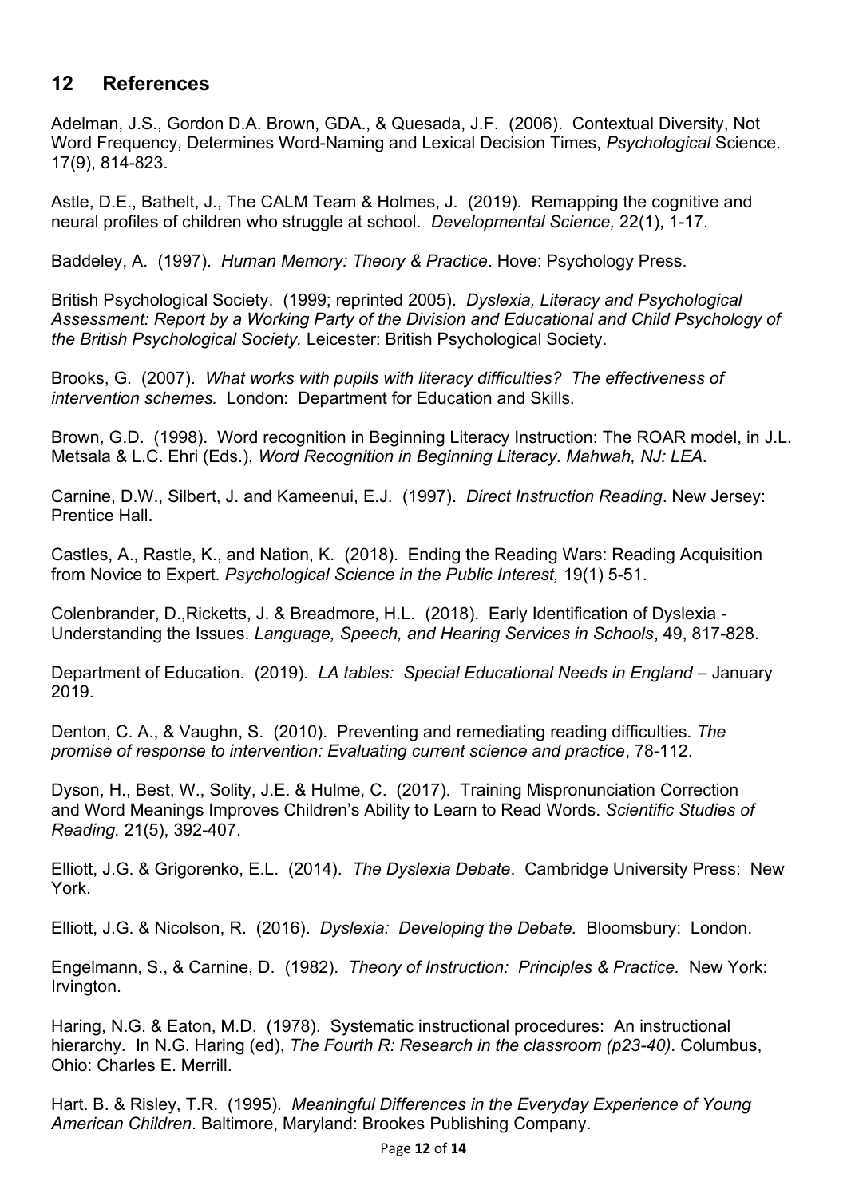## 12 References

Adelman, J.S., Gordon D.A. Brown, GDA., & Quesada, J.F. (2006). Contextual Diversity, Not Word Frequency, Determines Word-Naming and Lexical Decision Times, *Psychological* Science. 17(9), 814-823.

Astle, D.E., Bathelt, J., The CALM Team & Holmes, J. (2019). Remapping the cognitive and neural profiles of children who struggle at school. *Developmental Science,* 22(1), 1-17.

Baddeley, A. (1997). *Human Memory: Theory & Practice*. Hove: Psychology Press.

British Psychological Society. (1999; reprinted 2005). *Dyslexia, Literacy and Psychological Assessment: Report by a Working Party of the Division and Educational and Child Psychology of the British Psychological Society.* Leicester: British Psychological Society.

Brooks, G. (2007). *What works with pupils with literacy difficulties? The effectiveness of intervention schemes.* London: Department for Education and Skills.

Brown, G.D. (1998). Word recognition in Beginning Literacy Instruction: The ROAR model, in J.L. Metsala & L.C. Ehri (Eds.), *Word Recognition in Beginning Literacy. Mahwah, NJ: LEA.*

Carnine, D.W., Silbert, J. and Kameenui, E.J. (1997). *Direct Instruction Reading*. New Jersey: Prentice Hall.

Castles, A., Rastle, K., and Nation, K. (2018). Ending the Reading Wars: Reading Acquisition from Novice to Expert. *Psychological Science in the Public Interest,* 19(1) 5-51.

Colenbrander, D.,Ricketts, J. & Breadmore, H.L. (2018). Early Identification of Dyslexia - Understanding the Issues. *Language, Speech, and Hearing Services in Schools*, 49, 817-828.

Department of Education. (2019). *LA tables: Special Educational Needs in England* – January 2019.

Denton, C. A., & Vaughn, S. (2010). Preventing and remediating reading difficulties. *The promise of response to intervention: Evaluating current science and practice*, 78-112.

Dyson, H., Best, W., Solity, J.E. & Hulme, C. (2017). Training Mispronunciation Correction and Word Meanings Improves Children's Ability to Learn to Read Words. *Scientific Studies of Reading.* 21(5), 392-407.

Elliott, J.G. & Grigorenko, E.L. (2014). *The Dyslexia Debate*. Cambridge University Press: New York.

Elliott, J.G. & Nicolson, R. (2016). *Dyslexia: Developing the Debate.* Bloomsbury: London.

Engelmann, S., & Carnine, D. (1982). *Theory of Instruction: Principles & Practice.* New York: Irvington.

Haring, N.G. & Eaton, M.D. (1978). Systematic instructional procedures: An instructional hierarchy. In N.G. Haring (ed), *The Fourth R: Research in the classroom (p23-40)*. Columbus, Ohio: Charles E. Merrill.

Hart. B. & Risley, T.R. (1995). *Meaningful Differences in the Everyday Experience of Young American Children*. Baltimore, Maryland: Brookes Publishing Company.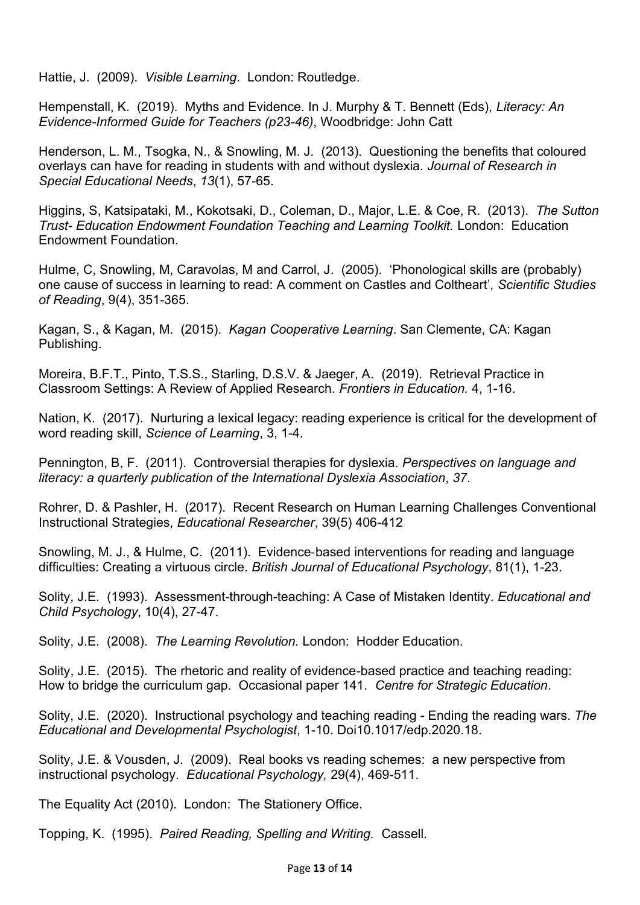Hattie, J. (2009). *Visible Learning*. London: Routledge.

Hempenstall, K. (2019). Myths and Evidence. In J. Murphy & T. Bennett (Eds), *Literacy: An Evidence-Informed Guide for Teachers (p23-46)*, Woodbridge: John Catt

Henderson, L. M., Tsogka, N., & Snowling, M. J. (2013). Questioning the benefits that coloured overlays can have for reading in students with and without dyslexia. *Journal of Research in Special Educational Needs*, *13*(1), 57-65.

Higgins, S, Katsipataki, M., Kokotsaki, D., Coleman, D., Major, L.E. & Coe, R. (2013). *The Sutton Trust- Education Endowment Foundation Teaching and Learning Toolkit.* London: Education Endowment Foundation.

Hulme, C, Snowling, M, Caravolas, M and Carrol, J. (2005). 'Phonological skills are (probably) one cause of success in learning to read: A comment on Castles and Coltheart', *Scientific Studies of Reading*, 9(4), 351-365.

Kagan, S., & Kagan, M. (2015). *Kagan Cooperative Learning*. San Clemente, CA: Kagan Publishing.

Moreira, B.F.T., Pinto, T.S.S., Starling, D.S.V. & Jaeger, A. (2019). Retrieval Practice in Classroom Settings: A Review of Applied Research. *Frontiers in Education.* 4, 1-16.

Nation, K. (2017). Nurturing a lexical legacy: reading experience is critical for the development of word reading skill, *Science of Learning*, 3, 1-4.

Pennington, B, F. (2011). Controversial therapies for dyslexia. *Perspectives on language and literacy: a quarterly publication of the International Dyslexia Association*, *37*.

Rohrer, D. & Pashler, H. (2017). Recent Research on Human Learning Challenges Conventional Instructional Strategies, *Educational Researcher*, 39(5) 406-412

Snowling, M. J., & Hulme, C. (2011). Evidence‐based interventions for reading and language difficulties: Creating a virtuous circle. *British Journal of Educational Psychology*, 81(1), 1-23.

Solity, J.E. (1993). Assessment-through-teaching: A Case of Mistaken Identity. *Educational and Child Psychology*, 10(4), 27-47.

Solity, J.E. (2008). *The Learning Revolution.* London: Hodder Education.

Solity, J.E. (2015). The rhetoric and reality of evidence-based practice and teaching reading: How to bridge the curriculum gap. Occasional paper 141. *Centre for Strategic Education*.

Solity, J.E. (2020). Instructional psychology and teaching reading - Ending the reading wars. *The Educational and Developmental Psychologist*, 1-10. Doi10.1017/edp.2020.18.

Solity, J.E. & Vousden, J. (2009). Real books vs reading schemes: a new perspective from instructional psychology. *Educational Psychology,* 29(4), 469-511.

The Equality Act (2010). London: The Stationery Office.

Topping, K. (1995). *Paired Reading, Spelling and Writing.* Cassell.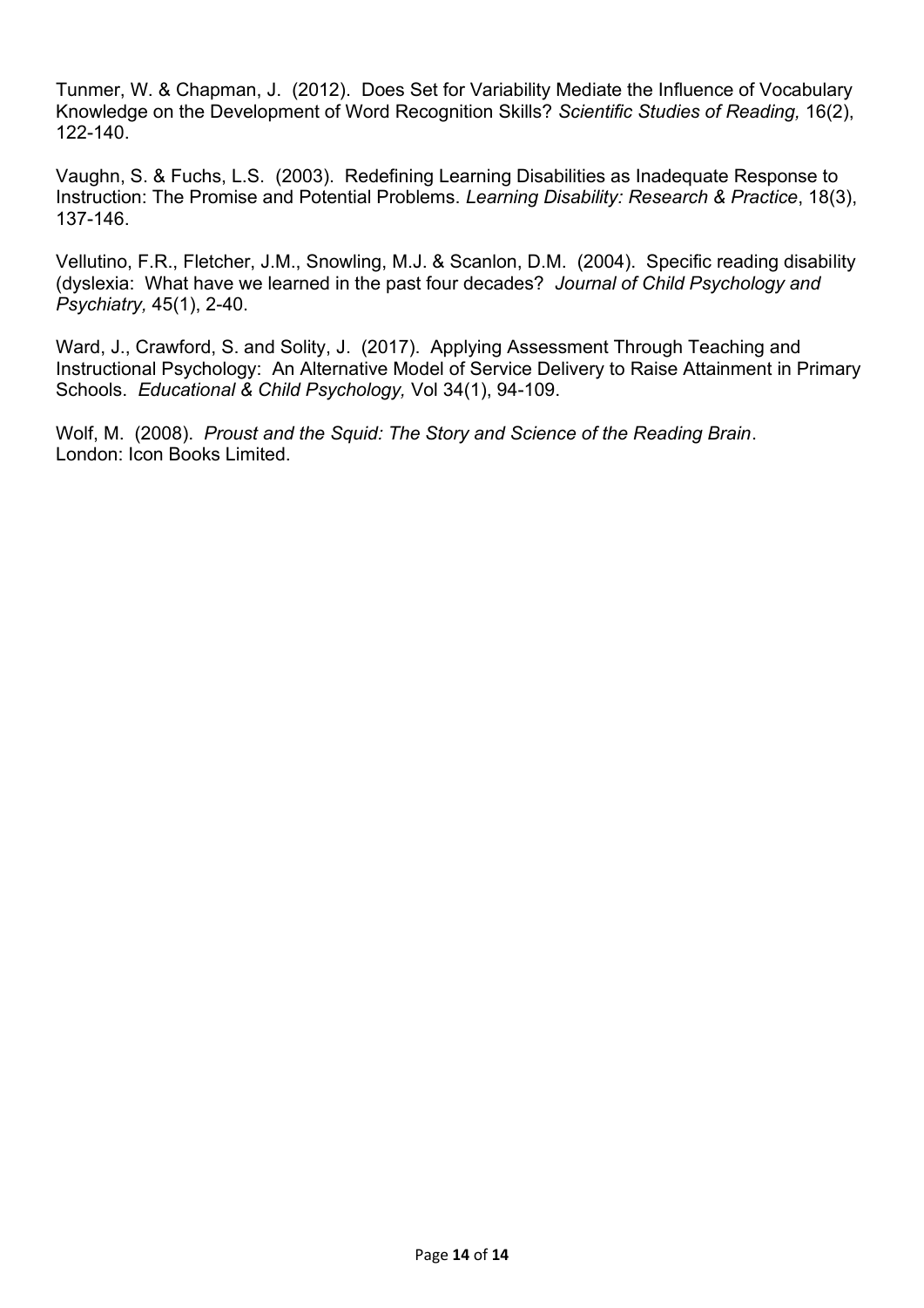Tunmer, W. & Chapman, J. (2012). Does Set for Variability Mediate the Influence of Vocabulary Knowledge on the Development of Word Recognition Skills? *Scientific Studies of Reading,* 16(2), 122-140.

Vaughn, S. & Fuchs, L.S. (2003). Redefining Learning Disabilities as Inadequate Response to Instruction: The Promise and Potential Problems. *Learning Disability: Research & Practice*, 18(3), 137-146.

Vellutino, F.R., Fletcher, J.M., Snowling, M.J. & Scanlon, D.M. (2004). Specific reading disability (dyslexia: What have we learned in the past four decades? *Journal of Child Psychology and Psychiatry,* 45(1), 2-40.

Ward, J., Crawford, S. and Solity, J. (2017). Applying Assessment Through Teaching and Instructional Psychology: An Alternative Model of Service Delivery to Raise Attainment in Primary Schools. *Educational & Child Psychology,* Vol 34(1), 94-109.

Wolf, M. (2008). *Proust and the Squid: The Story and Science of the Reading Brain*. London: Icon Books Limited.